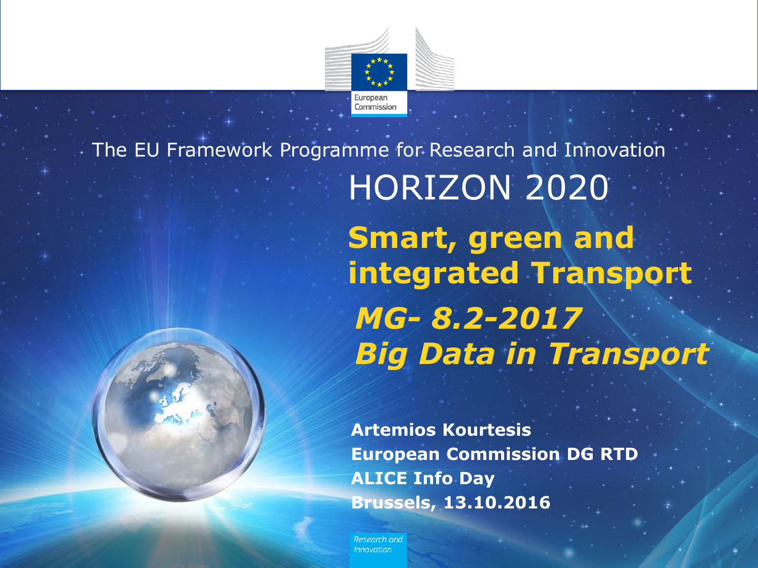European Commission

The EU Framework Programme for Research and Innovation

# HORIZON 2020

## Smart, green and integrated Transport

## *MG- 8.2-2017*
## *Big Data in Transport*

**Artemios Kourtesis**
**European Commission DG RTD**
**ALICE Info Day**
**Brussels, 13.10.2016**

*Research and Innovation*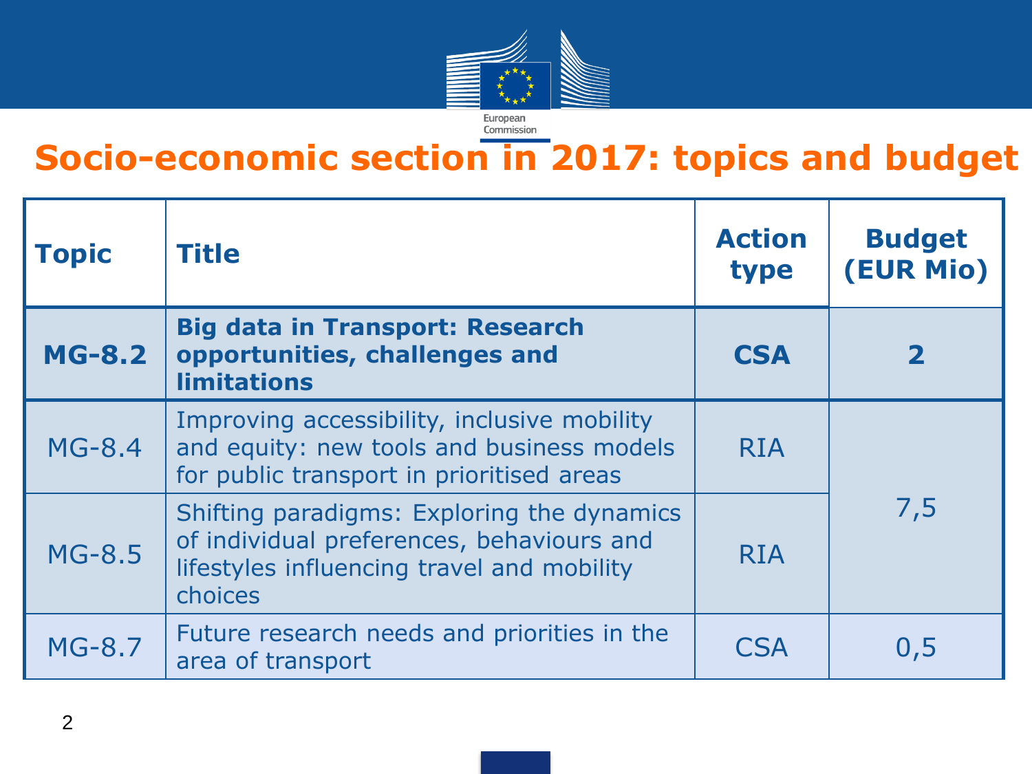# Socio-economic section in 2017: topics and budget

| Topic | Title | Action type | Budget (EUR Mio) |
|---|---|---|---|
| **MG-8.2** | **Big data in Transport: Research opportunities, challenges and limitations** | **CSA** | **2** |
| MG-8.4 | Improving accessibility, inclusive mobility and equity: new tools and business models for public transport in prioritised areas | RIA | 7,5 |
| MG-8.5 | Shifting paradigms: Exploring the dynamics of individual preferences, behaviours and lifestyles influencing travel and mobility choices | RIA | |
| MG-8.7 | Future research needs and priorities in the area of transport | CSA | 0,5 |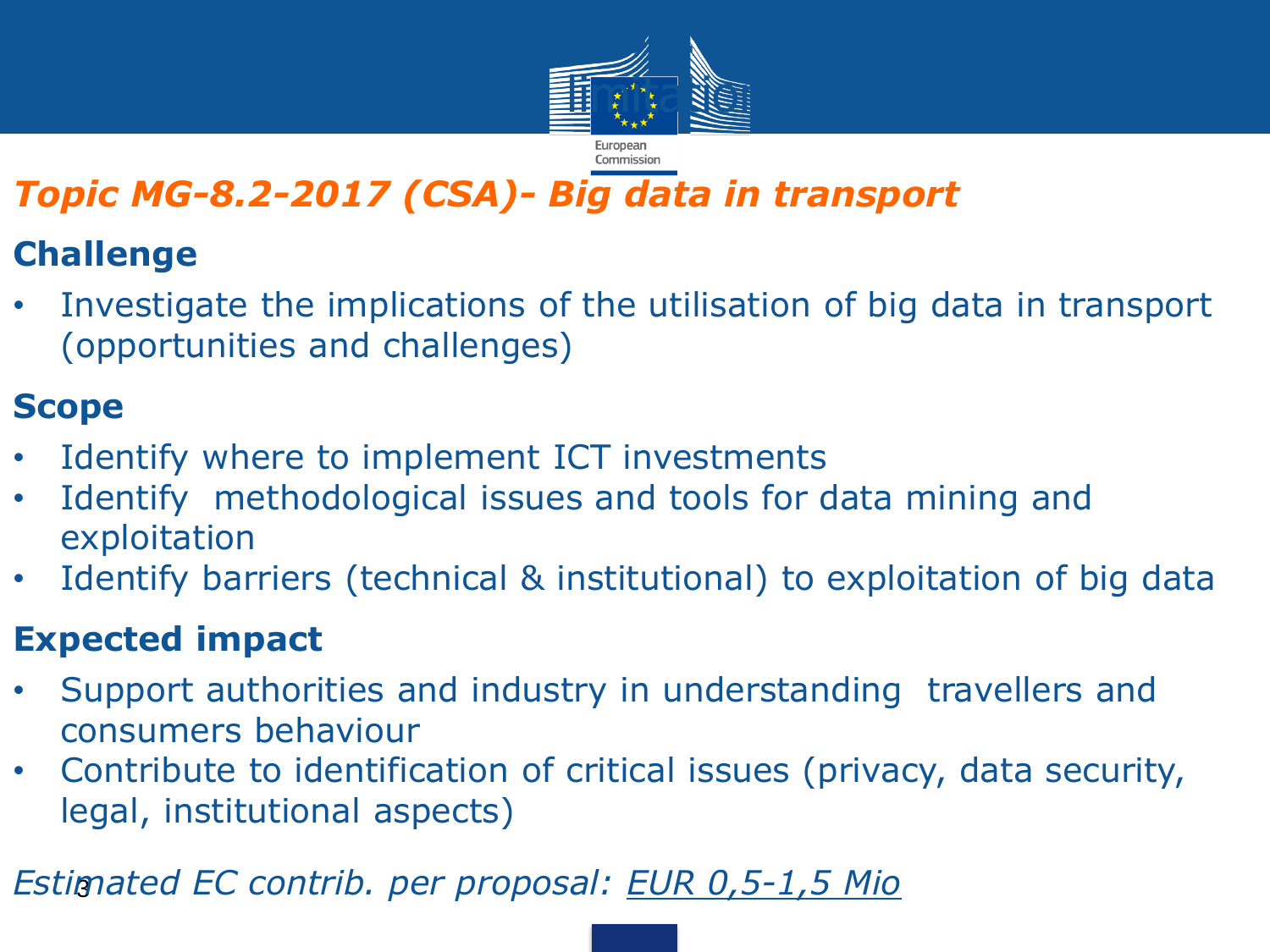## *Topic MG-8.2-2017 (CSA)- Big data in transport*

### Challenge

- Investigate the implications of the utilisation of big data in transport (opportunities and challenges)

### Scope

- Identify where to implement ICT investments
- Identify methodological issues and tools for data mining and exploitation
- Identify barriers (technical & institutional) to exploitation of big data

### Expected impact

- Support authorities and industry in understanding travellers and consumers behaviour
- Contribute to identification of critical issues (privacy, data security, legal, institutional aspects)

*Estimated EC contrib. per proposal: EUR 0,5-1,5 Mio*